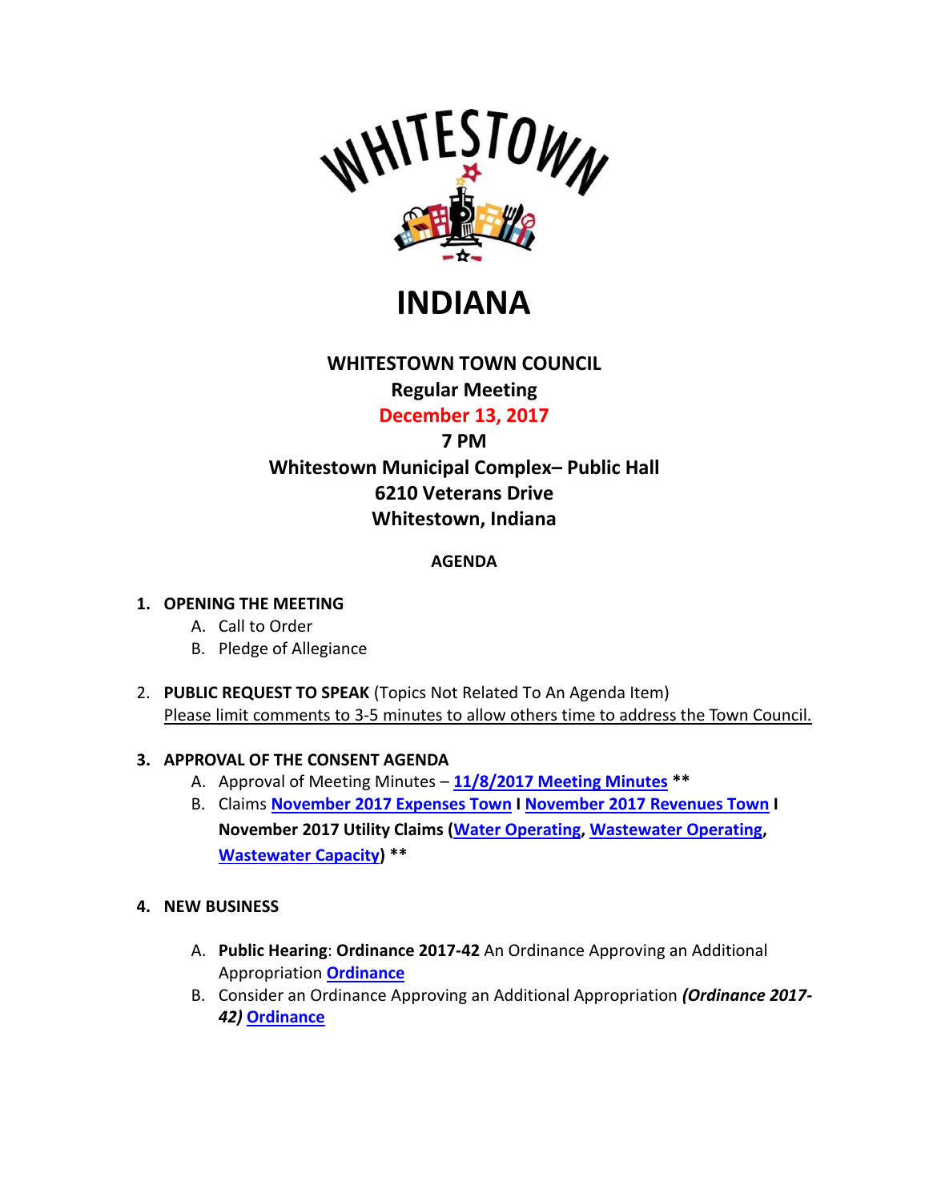WHITESTOWN

# INDIANA

## WHITESTOWN TOWN COUNCIL

**Regular Meeting**

**December 13, 2017**

**7 PM**

**Whitestown Municipal Complex– Public Hall**
**6210 Veterans Drive**
**Whitestown, Indiana**

**AGENDA**

1. **OPENING THE MEETING**
   A. Call to Order
   B. Pledge of Allegiance

2. **PUBLIC REQUEST TO SPEAK** (Topics Not Related To An Agenda Item)
   Please limit comments to 3-5 minutes to allow others time to address the Town Council.

3. **APPROVAL OF THE CONSENT AGENDA**
   A. Approval of Meeting Minutes – **11/8/2017 Meeting Minutes** **
   B. Claims **November 2017 Expenses Town** **I** **November 2017 Revenues Town** **I** **November 2017 Utility Claims (Water Operating, Wastewater Operating, Wastewater Capacity)** **

4. **NEW BUSINESS**
   A. **Public Hearing**: **Ordinance 2017-42** An Ordinance Approving an Additional Appropriation **Ordinance**
   B. Consider an Ordinance Approving an Additional Appropriation ***(Ordinance 2017-42)*** **Ordinance**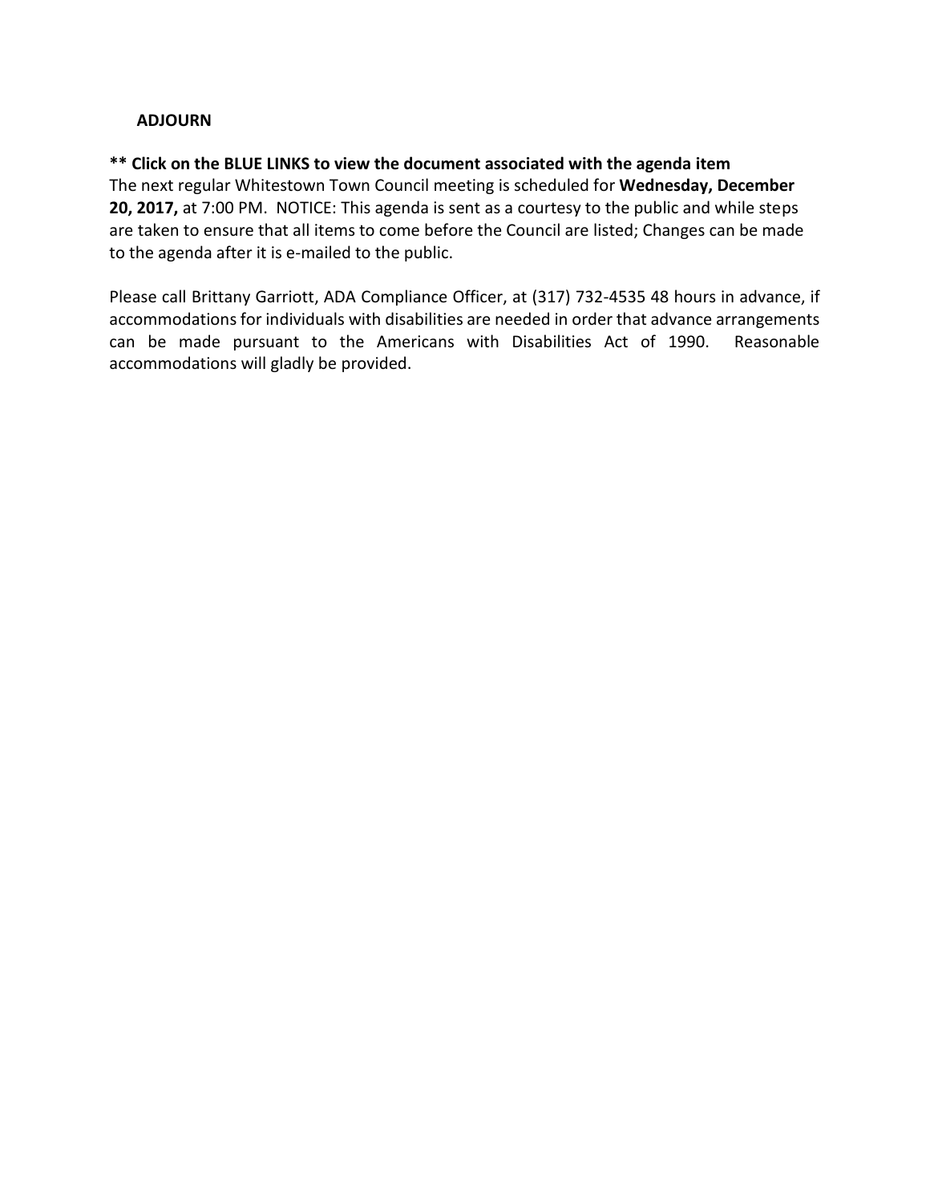**ADJOURN**

**\*\* Click on the BLUE LINKS to view the document associated with the agenda item**

The next regular Whitestown Town Council meeting is scheduled for **Wednesday, December 20, 2017,** at 7:00 PM. NOTICE: This agenda is sent as a courtesy to the public and while steps are taken to ensure that all items to come before the Council are listed; Changes can be made to the agenda after it is e-mailed to the public.

Please call Brittany Garriott, ADA Compliance Officer, at (317) 732-4535 48 hours in advance, if accommodations for individuals with disabilities are needed in order that advance arrangements can be made pursuant to the Americans with Disabilities Act of 1990. Reasonable accommodations will gladly be provided.